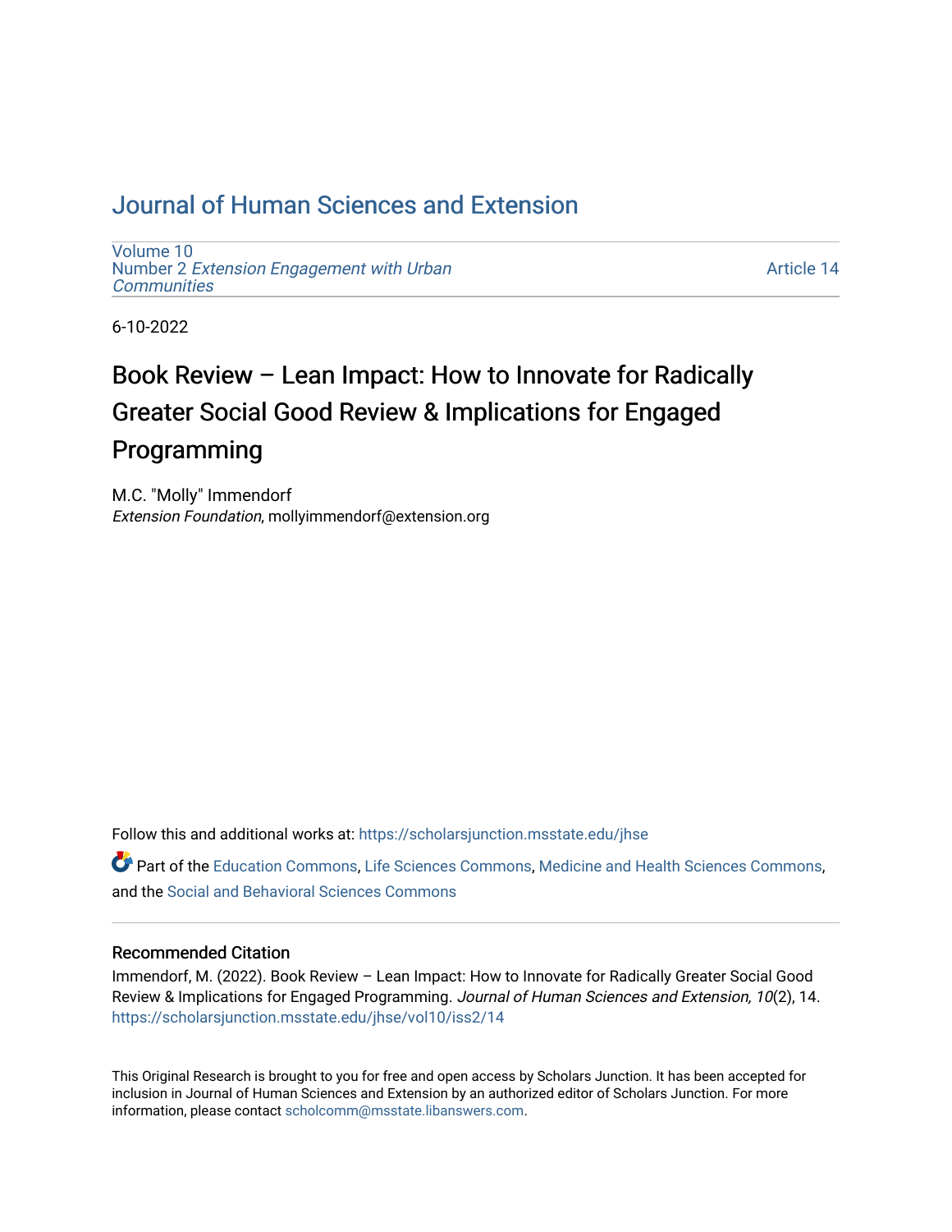# Journal of Human Sciences and Extension

Volume 10
Number 2 *Extension Engagement with Urban Communities*

Article 14

6-10-2022

## Book Review – Lean Impact: How to Innovate for Radically Greater Social Good Review & Implications for Engaged Programming

M.C. "Molly" Immendorf
*Extension Foundation*, mollyimmendorf@extension.org

Follow this and additional works at: https://scholarsjunction.msstate.edu/jhse

Part of the Education Commons, Life Sciences Commons, Medicine and Health Sciences Commons, and the Social and Behavioral Sciences Commons

### Recommended Citation

Immendorf, M. (2022). Book Review – Lean Impact: How to Innovate for Radically Greater Social Good Review & Implications for Engaged Programming. *Journal of Human Sciences and Extension, 10*(2), 14.
https://scholarsjunction.msstate.edu/jhse/vol10/iss2/14

This Original Research is brought to you for free and open access by Scholars Junction. It has been accepted for inclusion in Journal of Human Sciences and Extension by an authorized editor of Scholars Junction. For more information, please contact scholcomm@msstate.libanswers.com.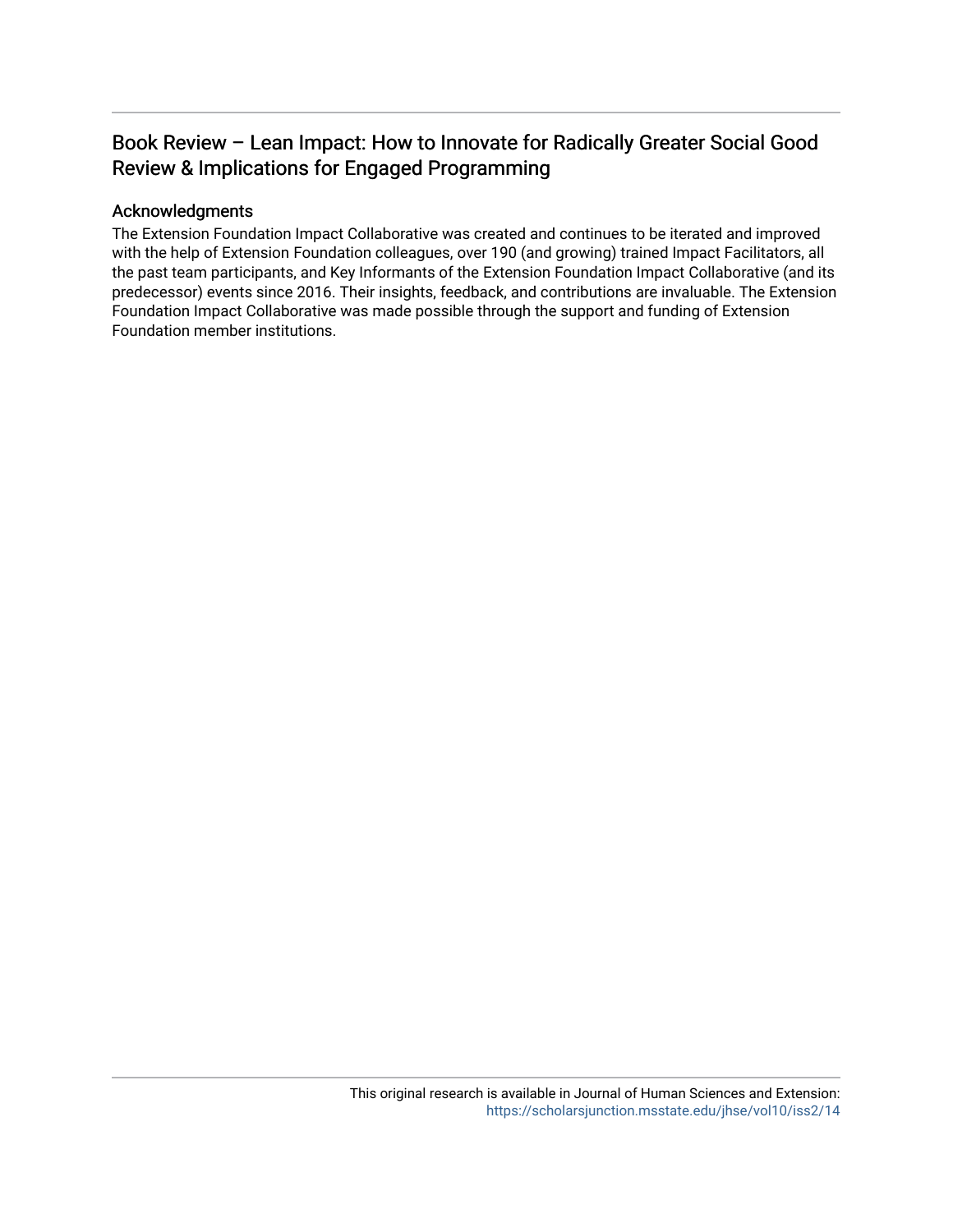## Book Review – Lean Impact: How to Innovate for Radically Greater Social Good Review & Implications for Engaged Programming

### Acknowledgments

The Extension Foundation Impact Collaborative was created and continues to be iterated and improved with the help of Extension Foundation colleagues, over 190 (and growing) trained Impact Facilitators, all the past team participants, and Key Informants of the Extension Foundation Impact Collaborative (and its predecessor) events since 2016. Their insights, feedback, and contributions are invaluable. The Extension Foundation Impact Collaborative was made possible through the support and funding of Extension Foundation member institutions.

This original research is available in Journal of Human Sciences and Extension: https://scholarsjunction.msstate.edu/jhse/vol10/iss2/14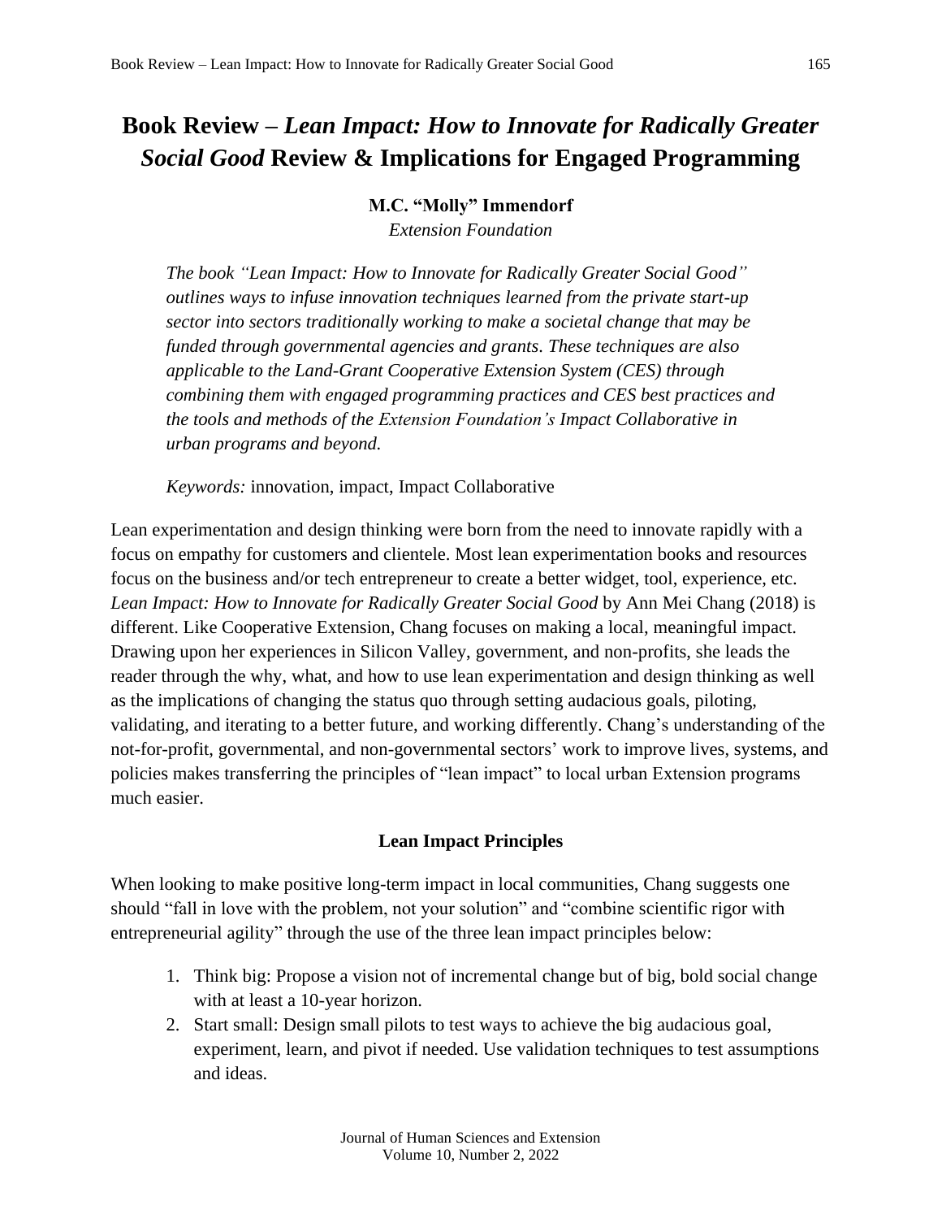# Book Review – *Lean Impact: How to Innovate for Radically Greater Social Good* Review & Implications for Engaged Programming

**M.C. "Molly" Immendorf**
*Extension Foundation*

*The book "Lean Impact: How to Innovate for Radically Greater Social Good" outlines ways to infuse innovation techniques learned from the private start-up sector into sectors traditionally working to make a societal change that may be funded through governmental agencies and grants. These techniques are also applicable to the Land-Grant Cooperative Extension System (CES) through combining them with engaged programming practices and CES best practices and the tools and methods of the Extension Foundation's Impact Collaborative in urban programs and beyond.*

*Keywords:* innovation, impact, Impact Collaborative

Lean experimentation and design thinking were born from the need to innovate rapidly with a focus on empathy for customers and clientele. Most lean experimentation books and resources focus on the business and/or tech entrepreneur to create a better widget, tool, experience, etc. *Lean Impact: How to Innovate for Radically Greater Social Good* by Ann Mei Chang (2018) is different. Like Cooperative Extension, Chang focuses on making a local, meaningful impact. Drawing upon her experiences in Silicon Valley, government, and non-profits, she leads the reader through the why, what, and how to use lean experimentation and design thinking as well as the implications of changing the status quo through setting audacious goals, piloting, validating, and iterating to a better future, and working differently. Chang's understanding of the not-for-profit, governmental, and non-governmental sectors' work to improve lives, systems, and policies makes transferring the principles of "lean impact" to local urban Extension programs much easier.

## Lean Impact Principles

When looking to make positive long-term impact in local communities, Chang suggests one should "fall in love with the problem, not your solution" and "combine scientific rigor with entrepreneurial agility" through the use of the three lean impact principles below:

1. Think big: Propose a vision not of incremental change but of big, bold social change with at least a 10-year horizon.
2. Start small: Design small pilots to test ways to achieve the big audacious goal, experiment, learn, and pivot if needed. Use validation techniques to test assumptions and ideas.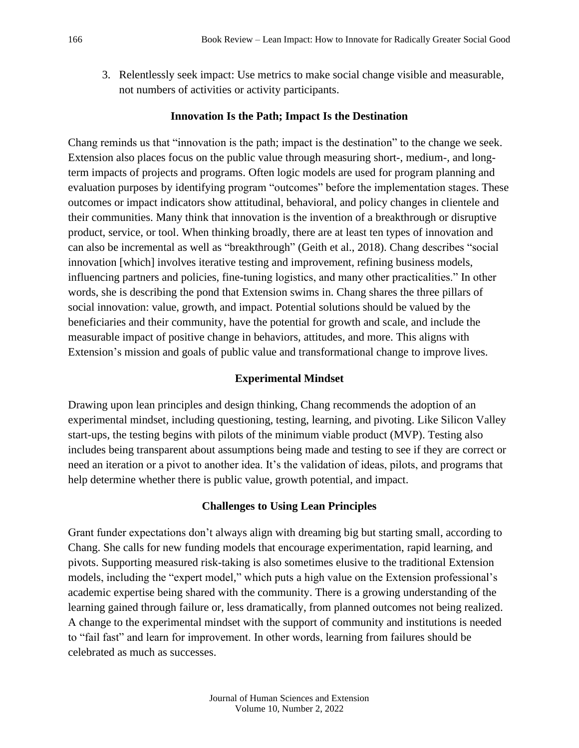3. Relentlessly seek impact: Use metrics to make social change visible and measurable, not numbers of activities or activity participants.

## Innovation Is the Path; Impact Is the Destination

Chang reminds us that "innovation is the path; impact is the destination" to the change we seek. Extension also places focus on the public value through measuring short-, medium-, and long-term impacts of projects and programs. Often logic models are used for program planning and evaluation purposes by identifying program "outcomes" before the implementation stages. These outcomes or impact indicators show attitudinal, behavioral, and policy changes in clientele and their communities. Many think that innovation is the invention of a breakthrough or disruptive product, service, or tool. When thinking broadly, there are at least ten types of innovation and can also be incremental as well as "breakthrough" (Geith et al., 2018). Chang describes "social innovation [which] involves iterative testing and improvement, refining business models, influencing partners and policies, fine-tuning logistics, and many other practicalities." In other words, she is describing the pond that Extension swims in. Chang shares the three pillars of social innovation: value, growth, and impact. Potential solutions should be valued by the beneficiaries and their community, have the potential for growth and scale, and include the measurable impact of positive change in behaviors, attitudes, and more. This aligns with Extension's mission and goals of public value and transformational change to improve lives.

## Experimental Mindset

Drawing upon lean principles and design thinking, Chang recommends the adoption of an experimental mindset, including questioning, testing, learning, and pivoting. Like Silicon Valley start-ups, the testing begins with pilots of the minimum viable product (MVP). Testing also includes being transparent about assumptions being made and testing to see if they are correct or need an iteration or a pivot to another idea. It's the validation of ideas, pilots, and programs that help determine whether there is public value, growth potential, and impact.

## Challenges to Using Lean Principles

Grant funder expectations don't always align with dreaming big but starting small, according to Chang. She calls for new funding models that encourage experimentation, rapid learning, and pivots. Supporting measured risk-taking is also sometimes elusive to the traditional Extension models, including the "expert model," which puts a high value on the Extension professional's academic expertise being shared with the community. There is a growing understanding of the learning gained through failure or, less dramatically, from planned outcomes not being realized. A change to the experimental mindset with the support of community and institutions is needed to "fail fast" and learn for improvement. In other words, learning from failures should be celebrated as much as successes.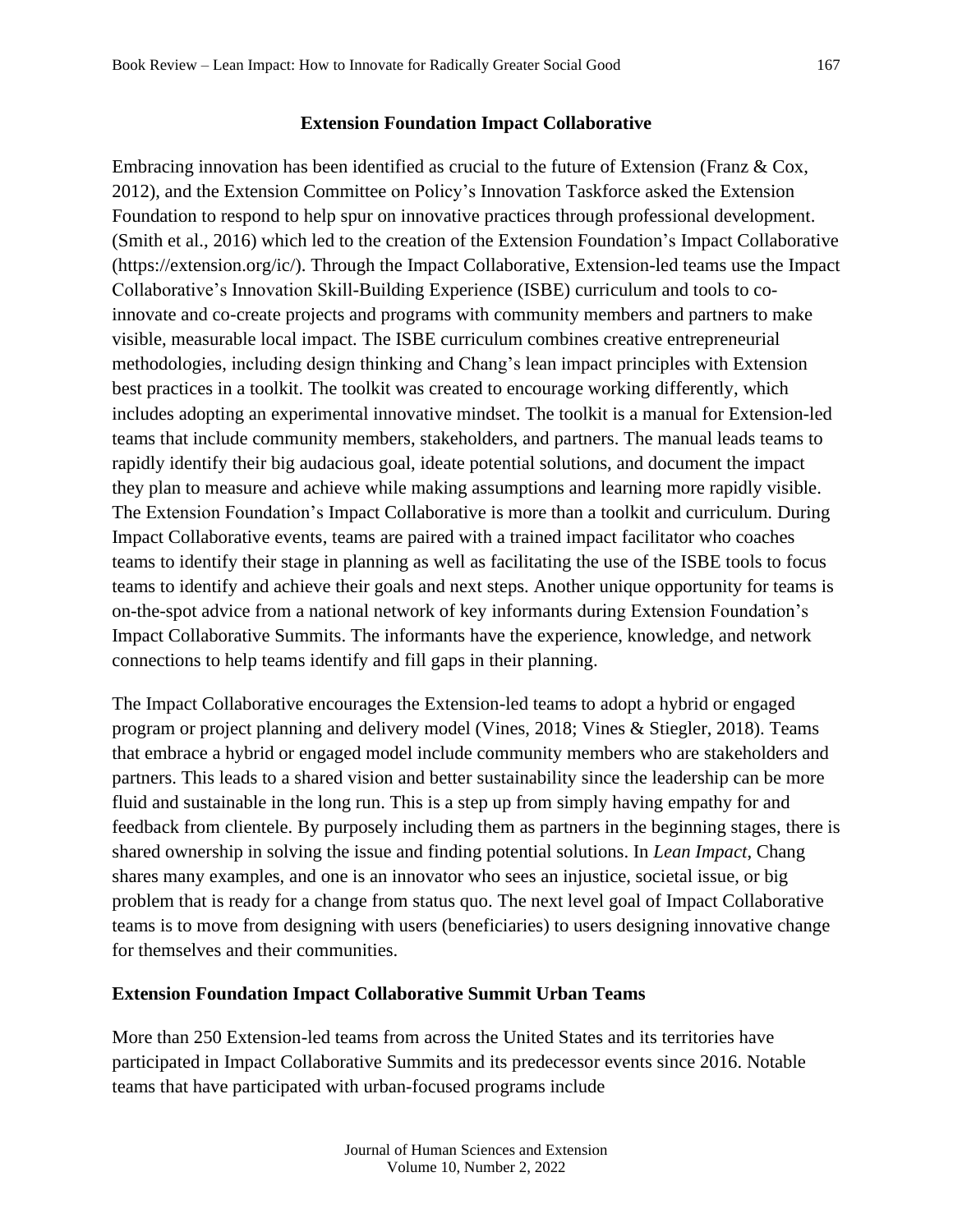## Extension Foundation Impact Collaborative

Embracing innovation has been identified as crucial to the future of Extension (Franz & Cox, 2012), and the Extension Committee on Policy's Innovation Taskforce asked the Extension Foundation to respond to help spur on innovative practices through professional development. (Smith et al., 2016) which led to the creation of the Extension Foundation's Impact Collaborative (https://extension.org/ic/). Through the Impact Collaborative, Extension-led teams use the Impact Collaborative's Innovation Skill-Building Experience (ISBE) curriculum and tools to co-innovate and co-create projects and programs with community members and partners to make visible, measurable local impact. The ISBE curriculum combines creative entrepreneurial methodologies, including design thinking and Chang's lean impact principles with Extension best practices in a toolkit. The toolkit was created to encourage working differently, which includes adopting an experimental innovative mindset. The toolkit is a manual for Extension-led teams that include community members, stakeholders, and partners. The manual leads teams to rapidly identify their big audacious goal, ideate potential solutions, and document the impact they plan to measure and achieve while making assumptions and learning more rapidly visible. The Extension Foundation's Impact Collaborative is more than a toolkit and curriculum. During Impact Collaborative events, teams are paired with a trained impact facilitator who coaches teams to identify their stage in planning as well as facilitating the use of the ISBE tools to focus teams to identify and achieve their goals and next steps. Another unique opportunity for teams is on-the-spot advice from a national network of key informants during Extension Foundation's Impact Collaborative Summits. The informants have the experience, knowledge, and network connections to help teams identify and fill gaps in their planning.

The Impact Collaborative encourages the Extension-led teams to adopt a hybrid or engaged program or project planning and delivery model (Vines, 2018; Vines & Stiegler, 2018). Teams that embrace a hybrid or engaged model include community members who are stakeholders and partners. This leads to a shared vision and better sustainability since the leadership can be more fluid and sustainable in the long run. This is a step up from simply having empathy for and feedback from clientele. By purposely including them as partners in the beginning stages, there is shared ownership in solving the issue and finding potential solutions. In *Lean Impact*, Chang shares many examples, and one is an innovator who sees an injustice, societal issue, or big problem that is ready for a change from status quo. The next level goal of Impact Collaborative teams is to move from designing with users (beneficiaries) to users designing innovative change for themselves and their communities.

## Extension Foundation Impact Collaborative Summit Urban Teams

More than 250 Extension-led teams from across the United States and its territories have participated in Impact Collaborative Summits and its predecessor events since 2016. Notable teams that have participated with urban-focused programs include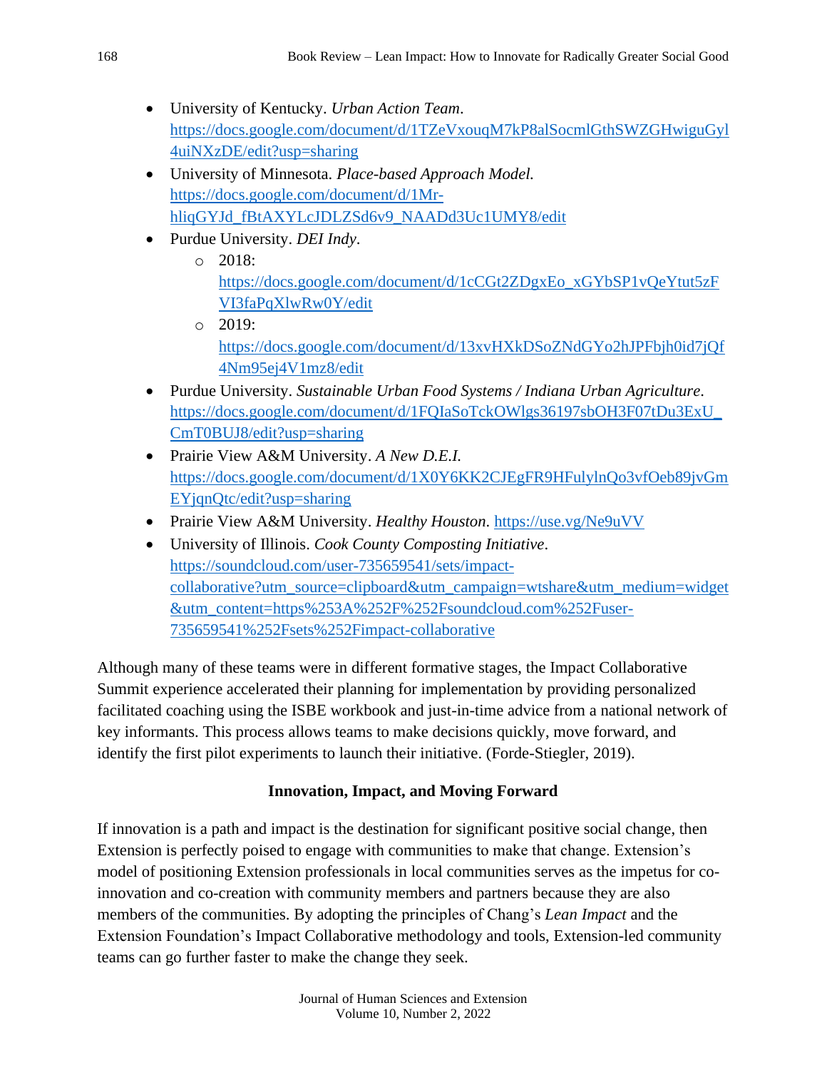- University of Kentucky. *Urban Action Team*. https://docs.google.com/document/d/1TZeVxouqM7kP8alSocmlGthSWZGHwiguGyl4uiNXzDE/edit?usp=sharing
- University of Minnesota. *Place-based Approach Model.* https://docs.google.com/document/d/1Mr-hliqGYJd_fBtAXYLcJDLZSd6v9_NAADd3Uc1UMY8/edit
- Purdue University. *DEI Indy*.
  - 2018: https://docs.google.com/document/d/1cCGt2ZDgxEo_xGYbSP1vQeYtut5zFVI3faPqXlwRw0Y/edit
  - 2019: https://docs.google.com/document/d/13xvHXkDSoZNdGYo2hJPFbjh0id7jQf4Nm95ej4V1mz8/edit
- Purdue University. *Sustainable Urban Food Systems / Indiana Urban Agriculture*. https://docs.google.com/document/d/1FQIaSoTckOWlgs36197sbOH3F07tDu3ExU_CmT0BUJ8/edit?usp=sharing
- Prairie View A&M University. *A New D.E.I.* https://docs.google.com/document/d/1X0Y6KK2CJEgFR9HFulylnQo3vfOeb89jvGmEYjqnQtc/edit?usp=sharing
- Prairie View A&M University. *Healthy Houston*. https://use.vg/Ne9uVV
- University of Illinois. *Cook County Composting Initiative*. https://soundcloud.com/user-735659541/sets/impact-collaborative?utm_source=clipboard&utm_campaign=wtshare&utm_medium=widget&utm_content=https%253A%252F%252Fsoundcloud.com%252Fuser-735659541%252Fsets%252Fimpact-collaborative

Although many of these teams were in different formative stages, the Impact Collaborative Summit experience accelerated their planning for implementation by providing personalized facilitated coaching using the ISBE workbook and just-in-time advice from a national network of key informants. This process allows teams to make decisions quickly, move forward, and identify the first pilot experiments to launch their initiative. (Forde-Stiegler, 2019).

## Innovation, Impact, and Moving Forward

If innovation is a path and impact is the destination for significant positive social change, then Extension is perfectly poised to engage with communities to make that change. Extension's model of positioning Extension professionals in local communities serves as the impetus for co-innovation and co-creation with community members and partners because they are also members of the communities. By adopting the principles of Chang's *Lean Impact* and the Extension Foundation's Impact Collaborative methodology and tools, Extension-led community teams can go further faster to make the change they seek.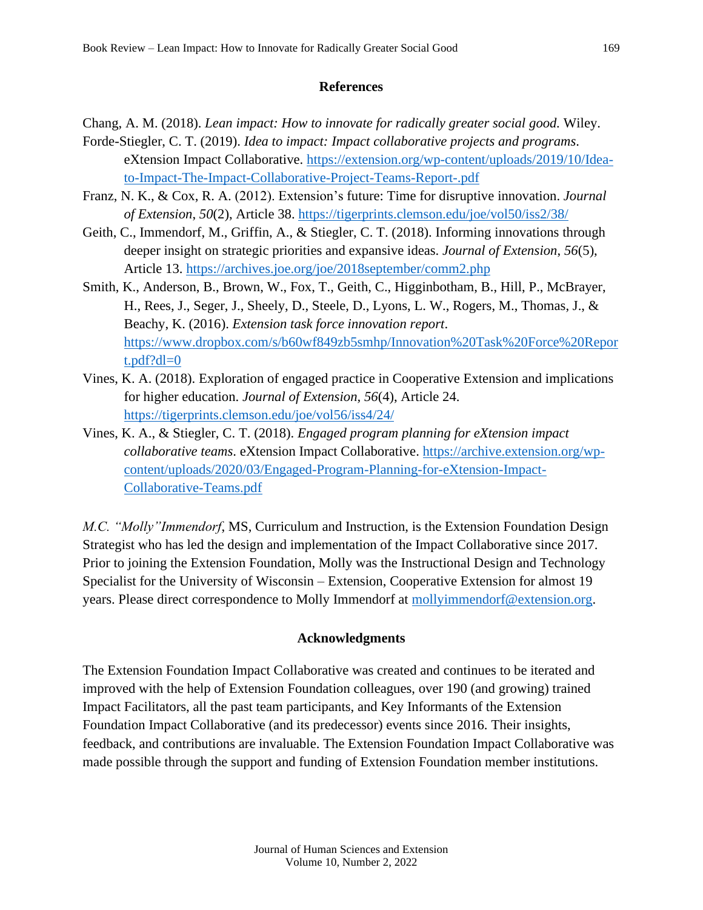## References

Chang, A. M. (2018). *Lean impact: How to innovate for radically greater social good*. Wiley.

Forde-Stiegler, C. T. (2019). *Idea to impact: Impact collaborative projects and programs*. eXtension Impact Collaborative. [https://extension.org/wp-content/uploads/2019/10/Idea-to-Impact-The-Impact-Collaborative-Project-Teams-Report-.pdf](https://extension.org/wp-content/uploads/2019/10/Idea-to-Impact-The-Impact-Collaborative-Project-Teams-Report-.pdf)

Franz, N. K., & Cox, R. A. (2012). Extension's future: Time for disruptive innovation. *Journal of Extension*, *50*(2), Article 38. [https://tigerprints.clemson.edu/joe/vol50/iss2/38/](https://tigerprints.clemson.edu/joe/vol50/iss2/38/)

Geith, C., Immendorf, M., Griffin, A., & Stiegler, C. T. (2018). Informing innovations through deeper insight on strategic priorities and expansive ideas. *Journal of Extension*, *56*(5), Article 13. [https://archives.joe.org/joe/2018september/comm2.php](https://archives.joe.org/joe/2018september/comm2.php)

Smith, K., Anderson, B., Brown, W., Fox, T., Geith, C., Higginbotham, B., Hill, P., McBrayer, H., Rees, J., Seger, J., Sheely, D., Steele, D., Lyons, L. W., Rogers, M., Thomas, J., & Beachy, K. (2016). *Extension task force innovation report*. [https://www.dropbox.com/s/b60wf849zb5smhp/Innovation%20Task%20Force%20Report.pdf?dl=0](https://www.dropbox.com/s/b60wf849zb5smhp/Innovation%20Task%20Force%20Report.pdf?dl=0)

Vines, K. A. (2018). Exploration of engaged practice in Cooperative Extension and implications for higher education. *Journal of Extension*, *56*(4), Article 24. [https://tigerprints.clemson.edu/joe/vol56/iss4/24/](https://tigerprints.clemson.edu/joe/vol56/iss4/24/)

Vines, K. A., & Stiegler, C. T. (2018). *Engaged program planning for eXtension impact collaborative teams*. eXtension Impact Collaborative. [https://archive.extension.org/wp-content/uploads/2020/03/Engaged-Program-Planning-for-eXtension-Impact-Collaborative-Teams.pdf](https://archive.extension.org/wp-content/uploads/2020/03/Engaged-Program-Planning-for-eXtension-Impact-Collaborative-Teams.pdf)

*M.C. "Molly"Immendorf*, MS, Curriculum and Instruction, is the Extension Foundation Design Strategist who has led the design and implementation of the Impact Collaborative since 2017. Prior to joining the Extension Foundation, Molly was the Instructional Design and Technology Specialist for the University of Wisconsin – Extension, Cooperative Extension for almost 19 years. Please direct correspondence to Molly Immendorf at [mollyimmendorf@extension.org](mailto:mollyimmendorf@extension.org).

## Acknowledgments

The Extension Foundation Impact Collaborative was created and continues to be iterated and improved with the help of Extension Foundation colleagues, over 190 (and growing) trained Impact Facilitators, all the past team participants, and Key Informants of the Extension Foundation Impact Collaborative (and its predecessor) events since 2016. Their insights, feedback, and contributions are invaluable. The Extension Foundation Impact Collaborative was made possible through the support and funding of Extension Foundation member institutions.